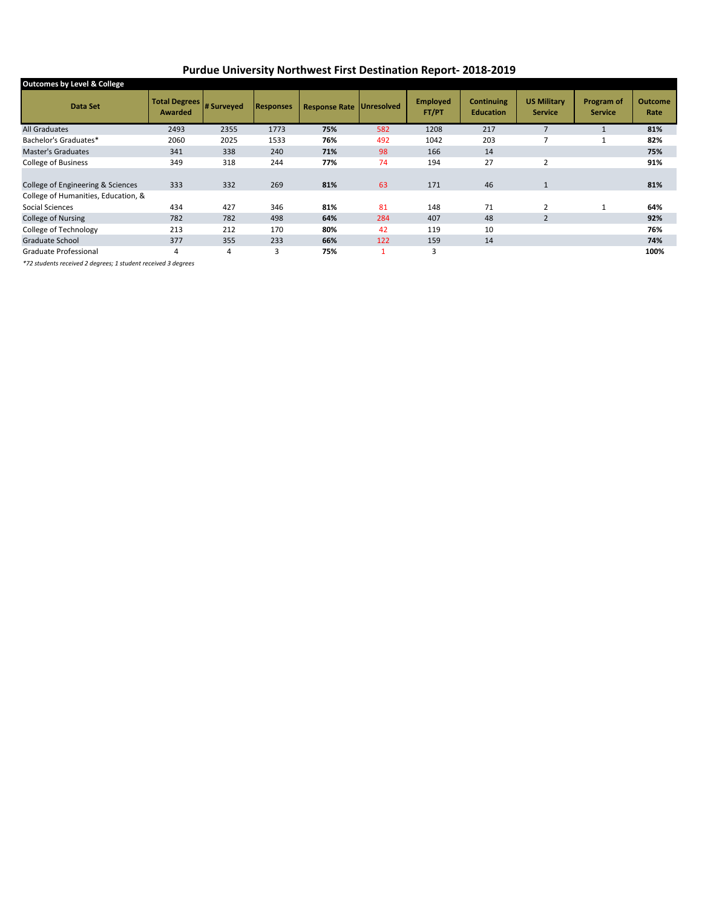# Purdue University Northwest First Destination Report- 2018-2019

**Outcomes by Level & College**

| Data Set | Total Degrees Awarded | # Surveyed | Responses | Response Rate | Unresolved | Employed FT/PT | Continuing Education | US Military Service | Program of Service | Outcome Rate |
|---|---|---|---|---|---|---|---|---|---|---|
| All Graduates | 2493 | 2355 | 1773 | **75%** | 582 | 1208 | 217 | 7 | 1 | **81%** |
| Bachelor's Graduates* | 2060 | 2025 | 1533 | **76%** | 492 | 1042 | 203 | 7 | 1 | **82%** |
| Master's Graduates | 341 | 338 | 240 | **71%** | 98 | 166 | 14 | | | **75%** |
| College of Business | 349 | 318 | 244 | **77%** | 74 | 194 | 27 | 2 | | **91%** |
| College of Engineering & Sciences | 333 | 332 | 269 | **81%** | 63 | 171 | 46 | 1 | | **81%** |
| College of Humanities, Education, & Social Sciences | 434 | 427 | 346 | **81%** | 81 | 148 | 71 | 2 | 1 | **64%** |
| College of Nursing | 782 | 782 | 498 | **64%** | 284 | 407 | 48 | 2 | | **92%** |
| College of Technology | 213 | 212 | 170 | **80%** | 42 | 119 | 10 | | | **76%** |
| Graduate School | 377 | 355 | 233 | **66%** | 122 | 159 | 14 | | | **74%** |
| Graduate Professional | 4 | 4 | 3 | **75%** | 1 | 3 | | | | **100%** |

*\*72 students received 2 degrees; 1 student received 3 degrees*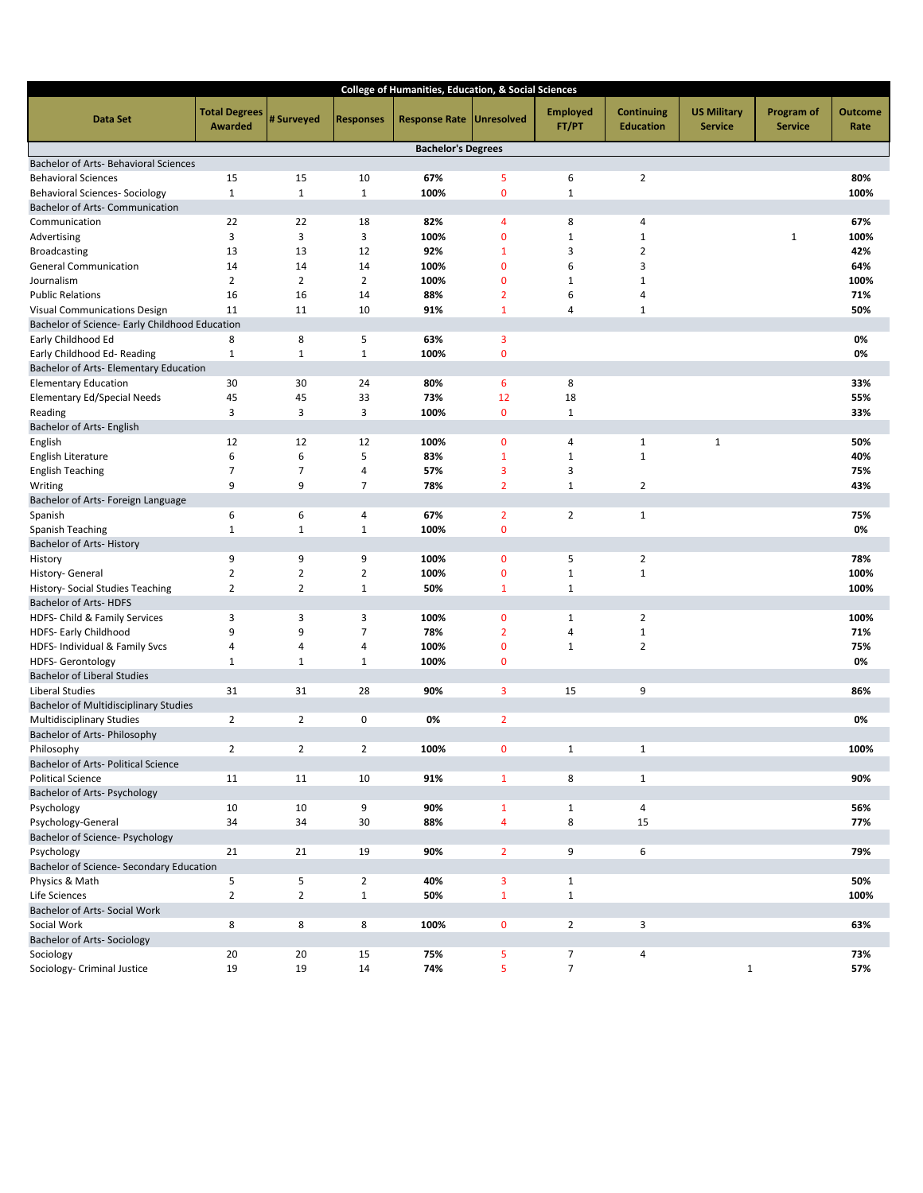## College of Humanities, Education, & Social Sciences

| Data Set | Total Degrees Awarded | # Surveyed | Responses | Response Rate | Unresolved | Employed FT/PT | Continuing Education | US Military Service | Program of Service | Outcome Rate |
|---|---|---|---|---|---|---|---|---|---|---|
| **Bachelor's Degrees** | | | | | | | | | | |
| Bachelor of Arts- Behavioral Sciences | | | | | | | | | | |
| Behavioral Sciences | 15 | 15 | 10 | **67%** | 5 | 6 | 2 | | | **80%** |
| Behavioral Sciences- Sociology | 1 | 1 | 1 | **100%** | 0 | 1 | | | | **100%** |
| Bachelor of Arts- Communication | | | | | | | | | | |
| Communication | 22 | 22 | 18 | **82%** | 4 | 8 | 4 | | | **67%** |
| Advertising | 3 | 3 | 3 | **100%** | 0 | 1 | 1 | | 1 | **100%** |
| Broadcasting | 13 | 13 | 12 | **92%** | 1 | 3 | 2 | | | **42%** |
| General Communication | 14 | 14 | 14 | **100%** | 0 | 6 | 3 | | | **64%** |
| Journalism | 2 | 2 | 2 | **100%** | 0 | 1 | 1 | | | **100%** |
| Public Relations | 16 | 16 | 14 | **88%** | 2 | 6 | 4 | | | **71%** |
| Visual Communications Design | 11 | 11 | 10 | **91%** | 1 | 4 | 1 | | | **50%** |
| Bachelor of Science- Early Childhood Education | | | | | | | | | | |
| Early Childhood Ed | 8 | 8 | 5 | **63%** | 3 | | | | | **0%** |
| Early Childhood Ed- Reading | 1 | 1 | 1 | **100%** | 0 | | | | | **0%** |
| Bachelor of Arts- Elementary Education | | | | | | | | | | |
| Elementary Education | 30 | 30 | 24 | **80%** | 6 | 8 | | | | **33%** |
| Elementary Ed/Special Needs | 45 | 45 | 33 | **73%** | 12 | 18 | | | | **55%** |
| Reading | 3 | 3 | 3 | **100%** | 0 | 1 | | | | **33%** |
| Bachelor of Arts- English | | | | | | | | | | |
| English | 12 | 12 | 12 | **100%** | 0 | 4 | 1 | 1 | | **50%** |
| English Literature | 6 | 6 | 5 | **83%** | 1 | 1 | 1 | | | **40%** |
| English Teaching | 7 | 7 | 4 | **57%** | 3 | 3 | | | | **75%** |
| Writing | 9 | 9 | 7 | **78%** | 2 | 1 | 2 | | | **43%** |
| Bachelor of Arts- Foreign Language | | | | | | | | | | |
| Spanish | 6 | 6 | 4 | **67%** | 2 | 2 | 1 | | | **75%** |
| Spanish Teaching | 1 | 1 | 1 | **100%** | 0 | | | | | **0%** |
| Bachelor of Arts- History | | | | | | | | | | |
| History | 9 | 9 | 9 | **100%** | 0 | 5 | 2 | | | **78%** |
| History- General | 2 | 2 | 2 | **100%** | 0 | 1 | 1 | | | **100%** |
| History- Social Studies Teaching | 2 | 2 | 1 | **50%** | 1 | 1 | | | | **100%** |
| Bachelor of Arts- HDFS | | | | | | | | | | |
| HDFS- Child & Family Services | 3 | 3 | 3 | **100%** | 0 | 1 | 2 | | | **100%** |
| HDFS- Early Childhood | 9 | 9 | 7 | **78%** | 2 | 4 | 1 | | | **71%** |
| HDFS- Individual & Family Svcs | 4 | 4 | 4 | **100%** | 0 | 1 | 2 | | | **75%** |
| HDFS- Gerontology | 1 | 1 | 1 | **100%** | 0 | | | | | **0%** |
| Bachelor of Liberal Studies | | | | | | | | | | |
| Liberal Studies | 31 | 31 | 28 | **90%** | 3 | 15 | 9 | | | **86%** |
| Bachelor of Multidisciplinary Studies | | | | | | | | | | |
| Multidisciplinary Studies | 2 | 2 | 0 | **0%** | 2 | | | | | **0%** |
| Bachelor of Arts- Philosophy | | | | | | | | | | |
| Philosophy | 2 | 2 | 2 | **100%** | 0 | 1 | 1 | | | **100%** |
| Bachelor of Arts- Political Science | | | | | | | | | | |
| Political Science | 11 | 11 | 10 | **91%** | 1 | 8 | 1 | | | **90%** |
| Bachelor of Arts- Psychology | | | | | | | | | | |
| Psychology | 10 | 10 | 9 | **90%** | 1 | 1 | 4 | | | **56%** |
| Psychology-General | 34 | 34 | 30 | **88%** | 4 | 8 | 15 | | | **77%** |
| Bachelor of Science- Psychology | | | | | | | | | | |
| Psychology | 21 | 21 | 19 | **90%** | 2 | 9 | 6 | | | **79%** |
| Bachelor of Science- Secondary Education | | | | | | | | | | |
| Physics & Math | 5 | 5 | 2 | **40%** | 3 | 1 | | | | **50%** |
| Life Sciences | 2 | 2 | 1 | **50%** | 1 | 1 | | | | **100%** |
| Bachelor of Arts- Social Work | | | | | | | | | | |
| Social Work | 8 | 8 | 8 | **100%** | 0 | 2 | 3 | | | **63%** |
| Bachelor of Arts- Sociology | | | | | | | | | | |
| Sociology | 20 | 20 | 15 | **75%** | 5 | 7 | 4 | | | **73%** |
| Sociology- Criminal Justice | 19 | 19 | 14 | **74%** | 5 | 7 | | 1 | | **57%** |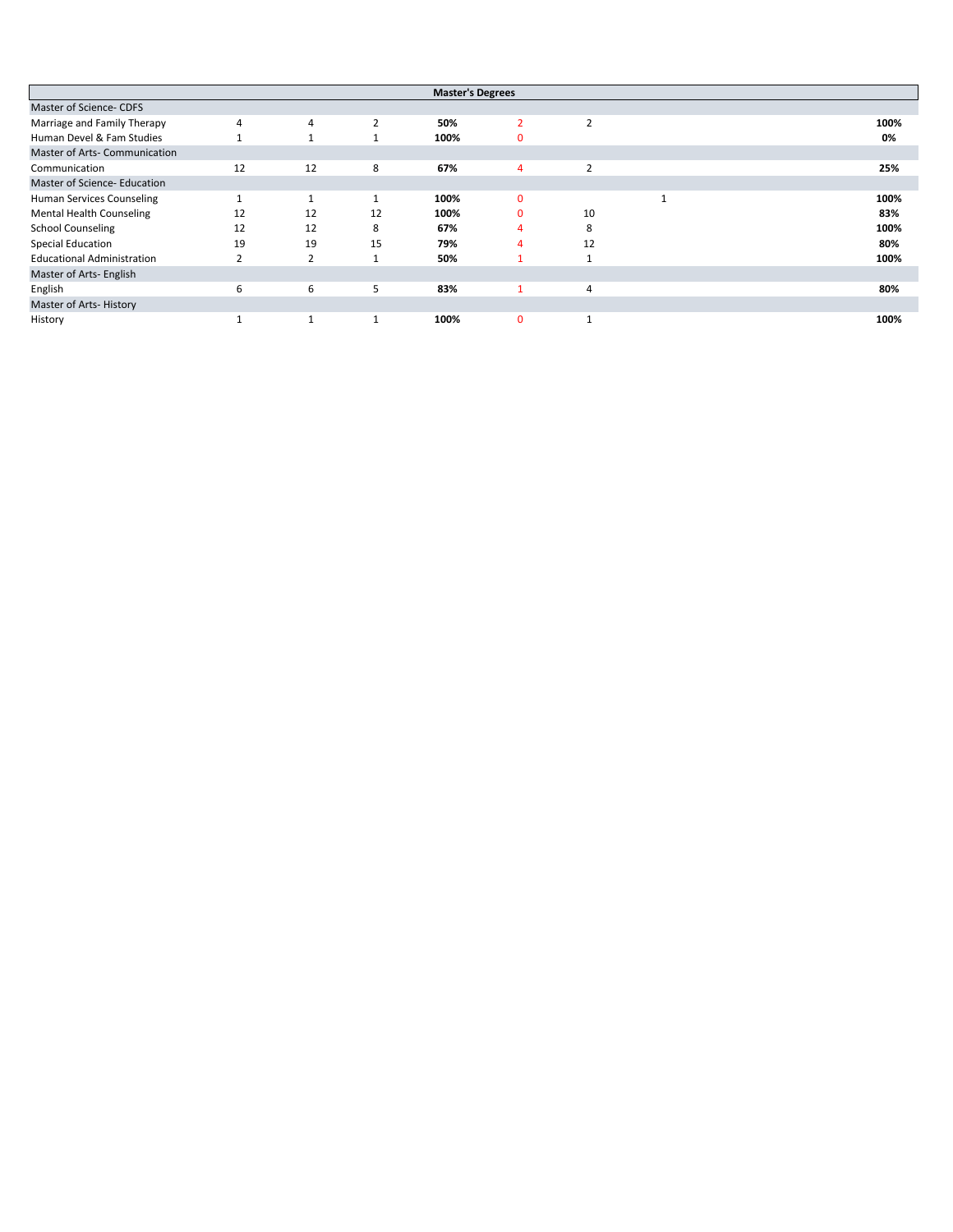| Master's Degrees | | | | | | | | |
|---|---|---|---|---|---|---|---|---|
| Master of Science- CDFS | | | | | | | | |
| Marriage and Family Therapy | 4 | 4 | 2 | **50%** | 2 | 2 | | **100%** |
| Human Devel & Fam Studies | 1 | 1 | 1 | **100%** | 0 | | | **0%** |
| Master of Arts- Communication | | | | | | | | |
| Communication | 12 | 12 | 8 | **67%** | 4 | 2 | | **25%** |
| Master of Science- Education | | | | | | | | |
| Human Services Counseling | 1 | 1 | 1 | **100%** | 0 | | 1 | **100%** |
| Mental Health Counseling | 12 | 12 | 12 | **100%** | 0 | 10 | | **83%** |
| School Counseling | 12 | 12 | 8 | **67%** | 4 | 8 | | **100%** |
| Special Education | 19 | 19 | 15 | **79%** | 4 | 12 | | **80%** |
| Educational Administration | 2 | 2 | 1 | **50%** | 1 | 1 | | **100%** |
| Master of Arts- English | | | | | | | | |
| English | 6 | 6 | 5 | **83%** | 1 | 4 | | **80%** |
| Master of Arts- History | | | | | | | | |
| History | 1 | 1 | 1 | **100%** | 0 | 1 | | **100%** |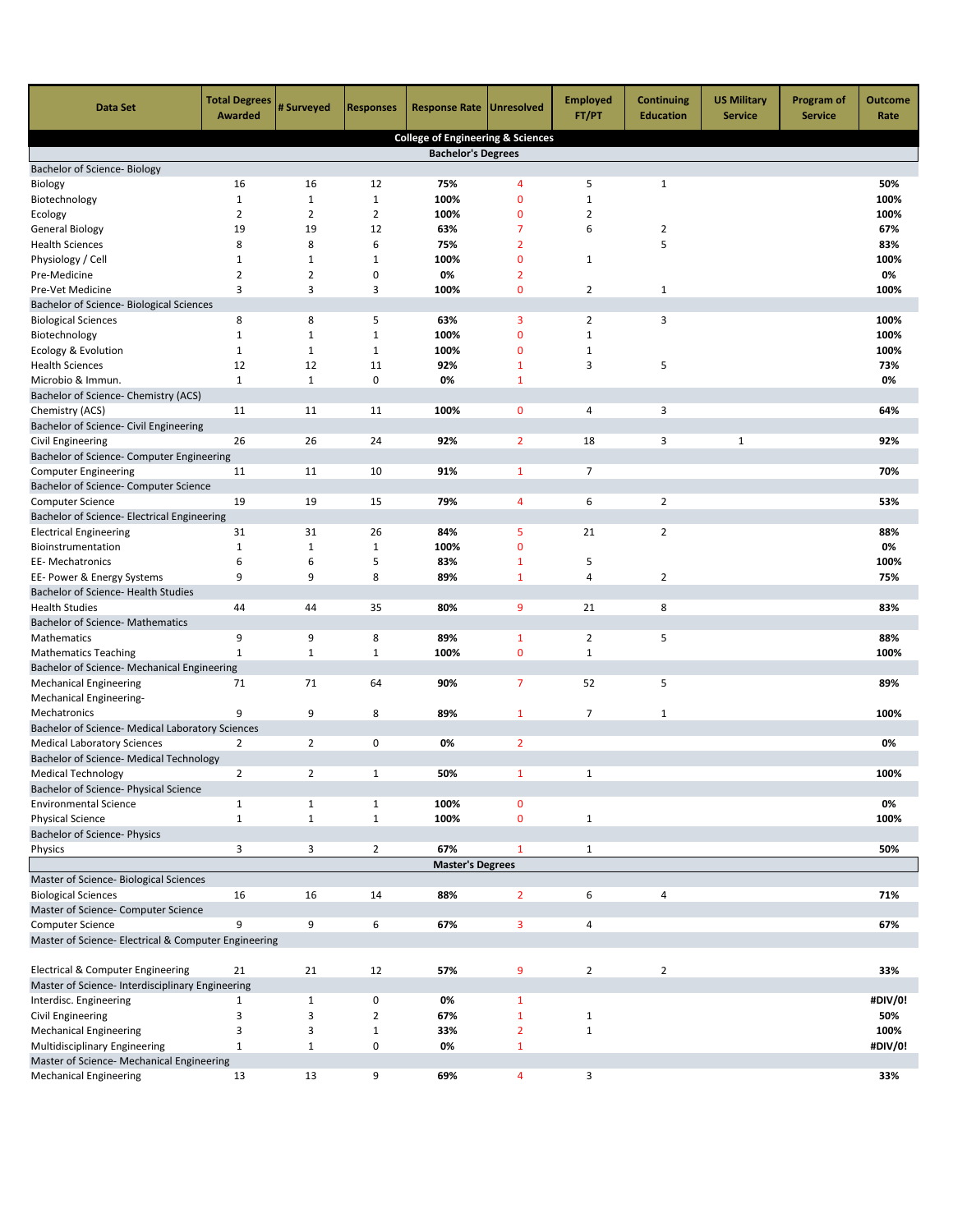| Data Set | Total Degrees Awarded | # Surveyed | Responses | Response Rate | Unresolved | Employed FT/PT | Continuing Education | US Military Service | Program of Service | Outcome Rate |
|---|---|---|---|---|---|---|---|---|---|---|
| **College of Engineering & Sciences** | | | | | | | | | | |
| **Bachelor's Degrees** | | | | | | | | | | |
| Bachelor of Science- Biology | | | | | | | | | | |
| Biology | 16 | 16 | 12 | **75%** | 4 | 5 | 1 | | | **50%** |
| Biotechnology | 1 | 1 | 1 | **100%** | 0 | 1 | | | | **100%** |
| Ecology | 2 | 2 | 2 | **100%** | 0 | 2 | | | | **100%** |
| General Biology | 19 | 19 | 12 | **63%** | 7 | 6 | 2 | | | **67%** |
| Health Sciences | 8 | 8 | 6 | **75%** | 2 | | 5 | | | **83%** |
| Physiology / Cell | 1 | 1 | 1 | **100%** | 0 | 1 | | | | **100%** |
| Pre-Medicine | 2 | 2 | 0 | **0%** | 2 | | | | | **0%** |
| Pre-Vet Medicine | 3 | 3 | 3 | **100%** | 0 | 2 | 1 | | | **100%** |
| Bachelor of Science- Biological Sciences | | | | | | | | | | |
| Biological Sciences | 8 | 8 | 5 | **63%** | 3 | 2 | 3 | | | **100%** |
| Biotechnology | 1 | 1 | 1 | **100%** | 0 | 1 | | | | **100%** |
| Ecology & Evolution | 1 | 1 | 1 | **100%** | 0 | 1 | | | | **100%** |
| Health Sciences | 12 | 12 | 11 | **92%** | 1 | 3 | 5 | | | **73%** |
| Microbio & Immun. | 1 | 1 | 0 | **0%** | 1 | | | | | **0%** |
| Bachelor of Science- Chemistry (ACS) | | | | | | | | | | |
| Chemistry (ACS) | 11 | 11 | 11 | **100%** | 0 | 4 | 3 | | | **64%** |
| Bachelor of Science- Civil Engineering | | | | | | | | | | |
| Civil Engineering | 26 | 26 | 24 | **92%** | 2 | 18 | 3 | 1 | | **92%** |
| Bachelor of Science- Computer Engineering | | | | | | | | | | |
| Computer Engineering | 11 | 11 | 10 | **91%** | 1 | 7 | | | | **70%** |
| Bachelor of Science- Computer Science | | | | | | | | | | |
| Computer Science | 19 | 19 | 15 | **79%** | 4 | 6 | 2 | | | **53%** |
| Bachelor of Science- Electrical Engineering | | | | | | | | | | |
| Electrical Engineering | 31 | 31 | 26 | **84%** | 5 | 21 | 2 | | | **88%** |
| Bioinstrumentation | 1 | 1 | 1 | **100%** | 0 | | | | | **0%** |
| EE- Mechatronics | 6 | 6 | 5 | **83%** | 1 | 5 | | | | **100%** |
| EE- Power & Energy Systems | 9 | 9 | 8 | **89%** | 1 | 4 | 2 | | | **75%** |
| Bachelor of Science- Health Studies | | | | | | | | | | |
| Health Studies | 44 | 44 | 35 | **80%** | 9 | 21 | 8 | | | **83%** |
| Bachelor of Science- Mathematics | | | | | | | | | | |
| Mathematics | 9 | 9 | 8 | **89%** | 1 | 2 | 5 | | | **88%** |
| Mathematics Teaching | 1 | 1 | 1 | **100%** | 0 | 1 | | | | **100%** |
| Bachelor of Science- Mechanical Engineering | | | | | | | | | | |
| Mechanical Engineering | 71 | 71 | 64 | **90%** | 7 | 52 | 5 | | | **89%** |
| Mechanical Engineering- Mechatronics | 9 | 9 | 8 | **89%** | 1 | 7 | 1 | | | **100%** |
| Bachelor of Science- Medical Laboratory Sciences | | | | | | | | | | |
| Medical Laboratory Sciences | 2 | 2 | 0 | **0%** | 2 | | | | | **0%** |
| Bachelor of Science- Medical Technology | | | | | | | | | | |
| Medical Technology | 2 | 2 | 1 | **50%** | 1 | 1 | | | | **100%** |
| Bachelor of Science- Physical Science | | | | | | | | | | |
| Environmental Science | 1 | 1 | 1 | **100%** | 0 | | | | | **0%** |
| Physical Science | 1 | 1 | 1 | **100%** | 0 | 1 | | | | **100%** |
| Bachelor of Science- Physics | | | | | | | | | | |
| Physics | 3 | 3 | 2 | **67%** | 1 | 1 | | | | **50%** |
| **Master's Degrees** | | | | | | | | | | |
| Master of Science- Biological Sciences | | | | | | | | | | |
| Biological Sciences | 16 | 16 | 14 | **88%** | 2 | 6 | 4 | | | **71%** |
| Master of Science- Computer Science | | | | | | | | | | |
| Computer Science | 9 | 9 | 6 | **67%** | 3 | 4 | | | | **67%** |
| Master of Science- Electrical & Computer Engineering | | | | | | | | | | |
| Electrical & Computer Engineering | 21 | 21 | 12 | **57%** | 9 | 2 | 2 | | | **33%** |
| Master of Science- Interdisciplinary Engineering | | | | | | | | | | |
| Interdisc. Engineering | 1 | 1 | 0 | **0%** | 1 | | | | | **#DIV/0!** |
| Civil Engineering | 3 | 3 | 2 | **67%** | 1 | 1 | | | | **50%** |
| Mechanical Engineering | 3 | 3 | 1 | **33%** | 2 | 1 | | | | **100%** |
| Multidisciplinary Engineering | 1 | 1 | 0 | **0%** | 1 | | | | | **#DIV/0!** |
| Master of Science- Mechanical Engineering | | | | | | | | | | |
| Mechanical Engineering | 13 | 13 | 9 | **69%** | 4 | 3 | | | | **33%** |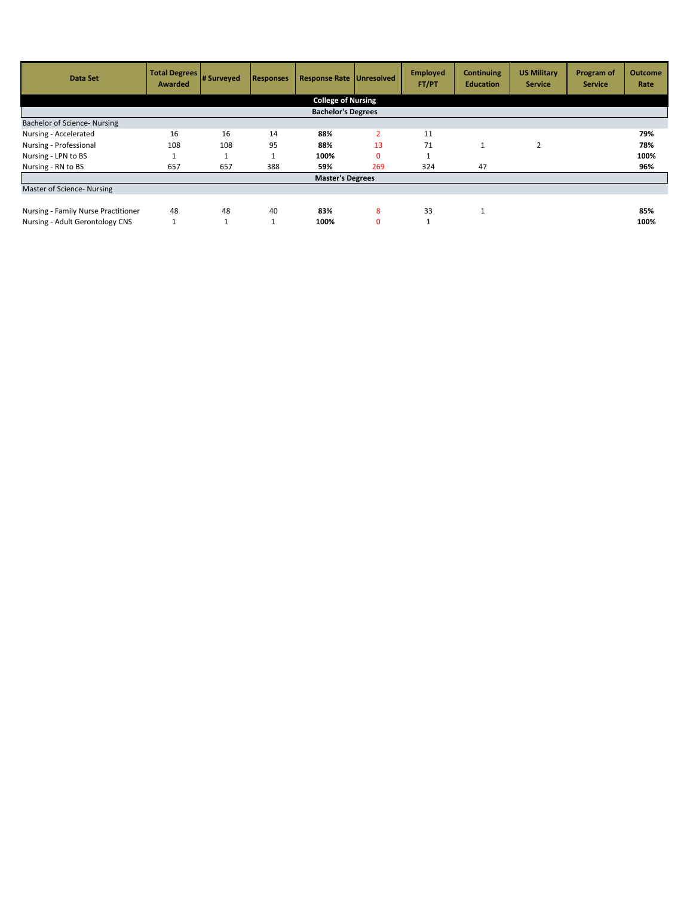| Data Set | Total Degrees Awarded | # Surveyed | Responses | Response Rate | Unresolved | Employed FT/PT | Continuing Education | US Military Service | Program of Service | Outcome Rate |
|---|---|---|---|---|---|---|---|---|---|---|
| **College of Nursing** | | | | | | | | | | |
| **Bachelor's Degrees** | | | | | | | | | | |
| Bachelor of Science- Nursing | | | | | | | | | | |
| Nursing - Accelerated | 16 | 16 | 14 | **88%** | 2 | 11 | | | | **79%** |
| Nursing - Professional | 108 | 108 | 95 | **88%** | 13 | 71 | 1 | 2 | | **78%** |
| Nursing - LPN to BS | 1 | 1 | 1 | **100%** | 0 | 1 | | | | **100%** |
| Nursing - RN to BS | 657 | 657 | 388 | **59%** | 269 | 324 | 47 | | | **96%** |
| **Master's Degrees** | | | | | | | | | | |
| Master of Science- Nursing | | | | | | | | | | |
| Nursing - Family Nurse Practitioner | 48 | 48 | 40 | **83%** | 8 | 33 | 1 | | | **85%** |
| Nursing - Adult Gerontology CNS | 1 | 1 | 1 | **100%** | 0 | 1 | | | | **100%** |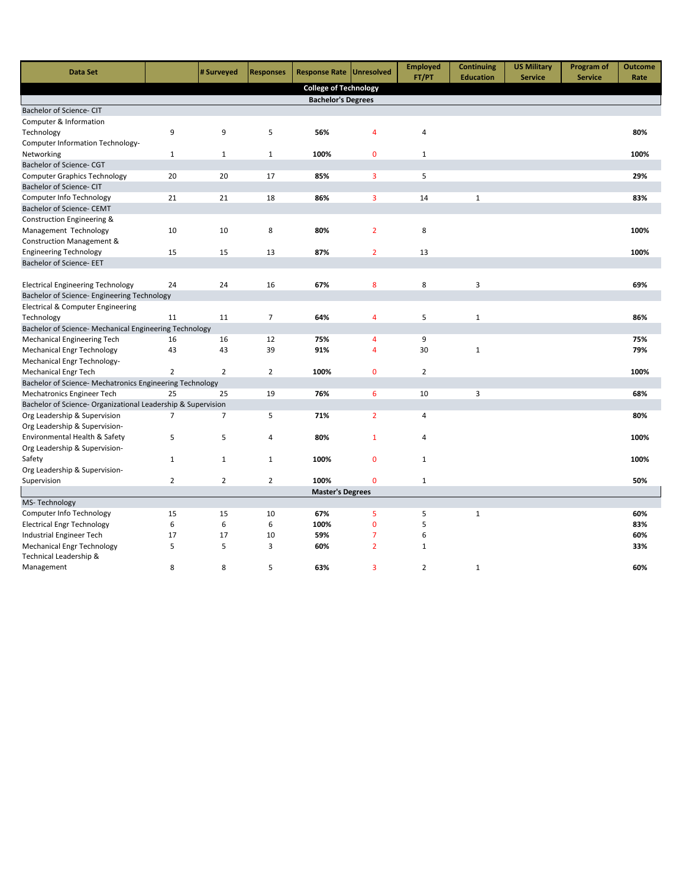| Data Set | | # Surveyed | Responses | Response Rate | Unresolved | Employed FT/PT | Continuing Education | US Military Service | Program of Service | Outcome Rate |
|---|---|---|---|---|---|---|---|---|---|---|
| **College of Technology** | | | | | | | | | | |
| **Bachelor's Degrees** | | | | | | | | | | |
| Bachelor of Science- CIT | | | | | | | | | | |
| Computer & Information Technology | 9 | 9 | 5 | **56%** | 4 | 4 | | | | **80%** |
| Computer Information Technology-Networking | 1 | 1 | 1 | **100%** | 0 | 1 | | | | **100%** |
| Bachelor of Science- CGT | | | | | | | | | | |
| Computer Graphics Technology | 20 | 20 | 17 | **85%** | 3 | 5 | | | | **29%** |
| Bachelor of Science- CIT | | | | | | | | | | |
| Computer Info Technology | 21 | 21 | 18 | **86%** | 3 | 14 | 1 | | | **83%** |
| Bachelor of Science- CEMT | | | | | | | | | | |
| Construction Engineering & Management Technology | 10 | 10 | 8 | **80%** | 2 | 8 | | | | **100%** |
| Construction Management & Engineering Technology | 15 | 15 | 13 | **87%** | 2 | 13 | | | | **100%** |
| Bachelor of Science- EET | | | | | | | | | | |
| Electrical Engineering Technology | 24 | 24 | 16 | **67%** | 8 | 8 | 3 | | | **69%** |
| Bachelor of Science- Engineering Technology | | | | | | | | | | |
| Electrical & Computer Engineering Technology | 11 | 11 | 7 | **64%** | 4 | 5 | 1 | | | **86%** |
| Bachelor of Science- Mechanical Engineering Technology | | | | | | | | | | |
| Mechanical Engineering Tech | 16 | 16 | 12 | **75%** | 4 | 9 | | | | **75%** |
| Mechanical Engr Technology | 43 | 43 | 39 | **91%** | 4 | 30 | 1 | | | **79%** |
| Mechanical Engr Technology-Mechanical Engr Tech | 2 | 2 | 2 | **100%** | 0 | 2 | | | | **100%** |
| Bachelor of Science- Mechatronics Engineering Technology | | | | | | | | | | |
| Mechatronics Engineer Tech | 25 | 25 | 19 | **76%** | 6 | 10 | 3 | | | **68%** |
| Bachelor of Science- Organizational Leadership & Supervision | | | | | | | | | | |
| Org Leadership & Supervision | 7 | 7 | 5 | **71%** | 2 | 4 | | | | **80%** |
| Org Leadership & Supervision-Environmental Health & Safety | 5 | 5 | 4 | **80%** | 1 | 4 | | | | **100%** |
| Org Leadership & Supervision-Safety | 1 | 1 | 1 | **100%** | 0 | 1 | | | | **100%** |
| Org Leadership & Supervision-Supervision | 2 | 2 | 2 | **100%** | 0 | 1 | | | | **50%** |
| **Master's Degrees** | | | | | | | | | | |
| MS- Technology | | | | | | | | | | |
| Computer Info Technology | 15 | 15 | 10 | **67%** | 5 | 5 | 1 | | | **60%** |
| Electrical Engr Technology | 6 | 6 | 6 | **100%** | 0 | 5 | | | | **83%** |
| Industrial Engineer Tech | 17 | 17 | 10 | **59%** | 7 | 6 | | | | **60%** |
| Mechanical Engr Technology | 5 | 5 | 3 | **60%** | 2 | 1 | | | | **33%** |
| Technical Leadership & Management | 8 | 8 | 5 | **63%** | 3 | 2 | 1 | | | **60%** |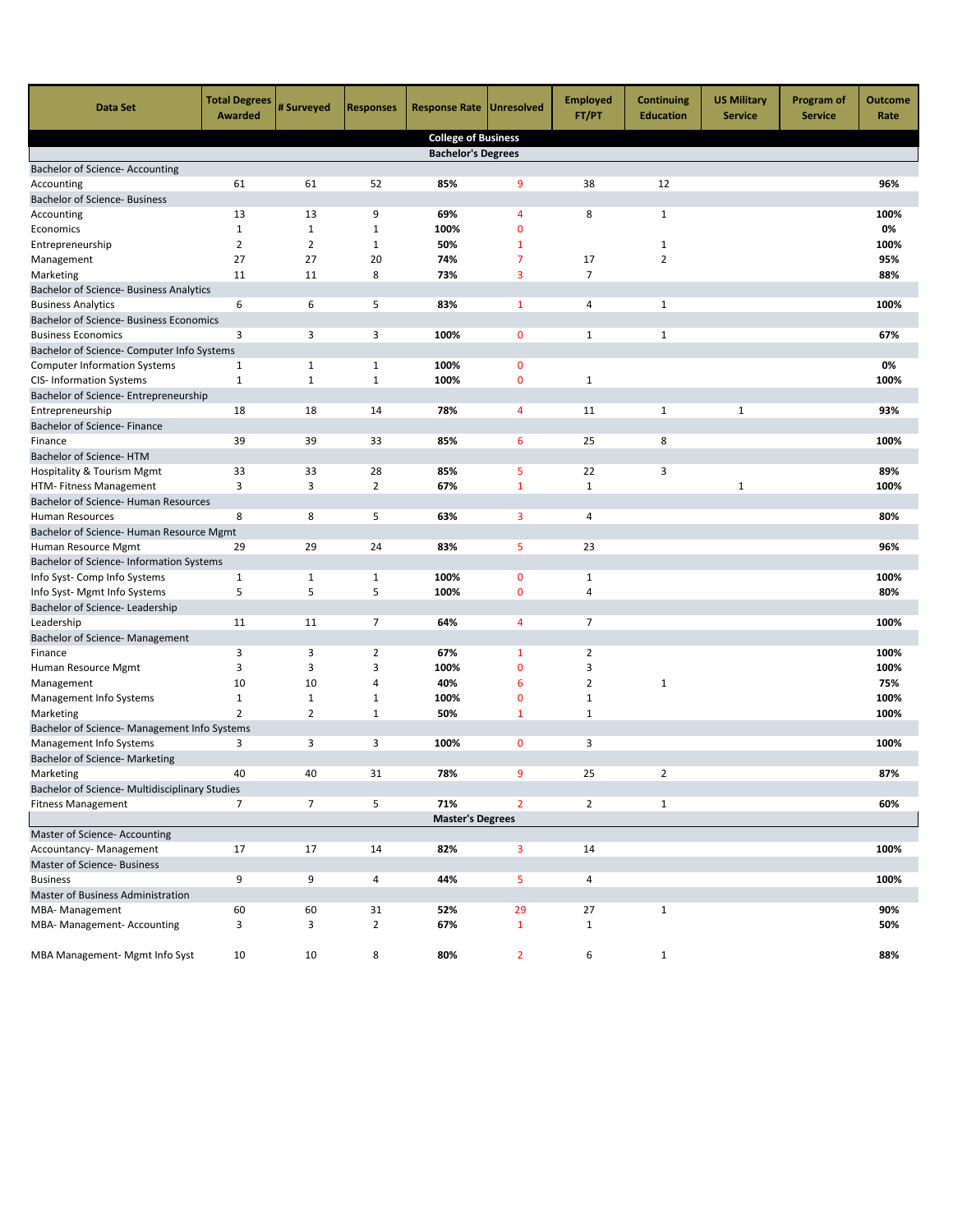| Data Set | Total Degrees Awarded | # Surveyed | Responses | Response Rate | Unresolved | Employed FT/PT | Continuing Education | US Military Service | Program of Service | Outcome Rate |
|---|---|---|---|---|---|---|---|---|---|---|
| **College of Business** | | | | | | | | | | |
| **Bachelor's Degrees** | | | | | | | | | | |
| Bachelor of Science- Accounting | | | | | | | | | | |
| Accounting | 61 | 61 | 52 | **85%** | 9 | 38 | 12 | | | **96%** |
| Bachelor of Science- Business | | | | | | | | | | |
| Accounting | 13 | 13 | 9 | **69%** | 4 | 8 | 1 | | | **100%** |
| Economics | 1 | 1 | 1 | **100%** | 0 | | | | | **0%** |
| Entrepreneurship | 2 | 2 | 1 | **50%** | 1 | | 1 | | | **100%** |
| Management | 27 | 27 | 20 | **74%** | 7 | 17 | 2 | | | **95%** |
| Marketing | 11 | 11 | 8 | **73%** | 3 | 7 | | | | **88%** |
| Bachelor of Science- Business Analytics | | | | | | | | | | |
| Business Analytics | 6 | 6 | 5 | **83%** | 1 | 4 | 1 | | | **100%** |
| Bachelor of Science- Business Economics | | | | | | | | | | |
| Business Economics | 3 | 3 | 3 | **100%** | 0 | 1 | 1 | | | **67%** |
| Bachelor of Science- Computer Info Systems | | | | | | | | | | |
| Computer Information Systems | 1 | 1 | 1 | **100%** | 0 | | | | | **0%** |
| CIS- Information Systems | 1 | 1 | 1 | **100%** | 0 | 1 | | | | **100%** |
| Bachelor of Science- Entrepreneurship | | | | | | | | | | |
| Entrepreneurship | 18 | 18 | 14 | **78%** | 4 | 11 | 1 | 1 | | **93%** |
| Bachelor of Science- Finance | | | | | | | | | | |
| Finance | 39 | 39 | 33 | **85%** | 6 | 25 | 8 | | | **100%** |
| Bachelor of Science- HTM | | | | | | | | | | |
| Hospitality & Tourism Mgmt | 33 | 33 | 28 | **85%** | 5 | 22 | 3 | | | **89%** |
| HTM- Fitness Management | 3 | 3 | 2 | **67%** | 1 | 1 | | 1 | | **100%** |
| Bachelor of Science- Human Resources | | | | | | | | | | |
| Human Resources | 8 | 8 | 5 | **63%** | 3 | 4 | | | | **80%** |
| Bachelor of Science- Human Resource Mgmt | | | | | | | | | | |
| Human Resource Mgmt | 29 | 29 | 24 | **83%** | 5 | 23 | | | | **96%** |
| Bachelor of Science- Information Systems | | | | | | | | | | |
| Info Syst- Comp Info Systems | 1 | 1 | 1 | **100%** | 0 | 1 | | | | **100%** |
| Info Syst- Mgmt Info Systems | 5 | 5 | 5 | **100%** | 0 | 4 | | | | **80%** |
| Bachelor of Science- Leadership | | | | | | | | | | |
| Leadership | 11 | 11 | 7 | **64%** | 4 | 7 | | | | **100%** |
| Bachelor of Science- Management | | | | | | | | | | |
| Finance | 3 | 3 | 2 | **67%** | 1 | 2 | | | | **100%** |
| Human Resource Mgmt | 3 | 3 | 3 | **100%** | 0 | 3 | | | | **100%** |
| Management | 10 | 10 | 4 | **40%** | 6 | 2 | 1 | | | **75%** |
| Management Info Systems | 1 | 1 | 1 | **100%** | 0 | 1 | | | | **100%** |
| Marketing | 2 | 2 | 1 | **50%** | 1 | 1 | | | | **100%** |
| Bachelor of Science- Management Info Systems | | | | | | | | | | |
| Management Info Systems | 3 | 3 | 3 | **100%** | 0 | 3 | | | | **100%** |
| Bachelor of Science- Marketing | | | | | | | | | | |
| Marketing | 40 | 40 | 31 | **78%** | 9 | 25 | 2 | | | **87%** |
| Bachelor of Science- Multidisciplinary Studies | | | | | | | | | | |
| Fitness Management | 7 | 7 | 5 | **71%** | 2 | 2 | 1 | | | **60%** |
| **Master's Degrees** | | | | | | | | | | |
| Master of Science- Accounting | | | | | | | | | | |
| Accountancy- Management | 17 | 17 | 14 | **82%** | 3 | 14 | | | | **100%** |
| Master of Science- Business | | | | | | | | | | |
| Business | 9 | 9 | 4 | **44%** | 5 | 4 | | | | **100%** |
| Master of Business Administration | | | | | | | | | | |
| MBA- Management | 60 | 60 | 31 | **52%** | 29 | 27 | 1 | | | **90%** |
| MBA- Management- Accounting | 3 | 3 | 2 | **67%** | 1 | 1 | | | | **50%** |
| MBA Management- Mgmt Info Syst | 10 | 10 | 8 | **80%** | 2 | 6 | 1 | | | **88%** |